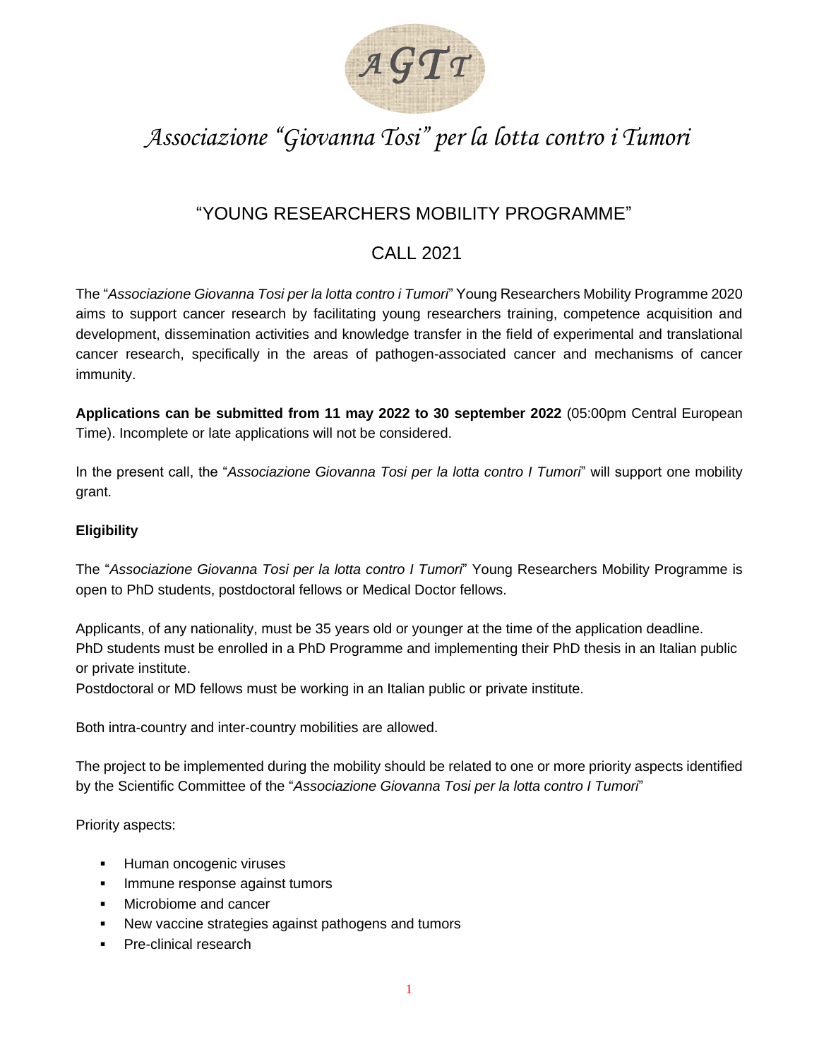AGTT

# *Associazione "Giovanna Tosi" per la lotta contro i Tumori*

## "YOUNG RESEARCHERS MOBILITY PROGRAMME"

## CALL 2021

The "*Associazione Giovanna Tosi per la lotta contro i Tumori*" Young Researchers Mobility Programme 2020 aims to support cancer research by facilitating young researchers training, competence acquisition and development, dissemination activities and knowledge transfer in the field of experimental and translational cancer research, specifically in the areas of pathogen-associated cancer and mechanisms of cancer immunity.

**Applications can be submitted from 11 may 2022 to 30 september 2022** (05:00pm Central European Time). Incomplete or late applications will not be considered.

In the present call, the "*Associazione Giovanna Tosi per la lotta contro I Tumori*" will support one mobility grant.

**Eligibility**

The "*Associazione Giovanna Tosi per la lotta contro I Tumori*" Young Researchers Mobility Programme is open to PhD students, postdoctoral fellows or Medical Doctor fellows.

Applicants, of any nationality, must be 35 years old or younger at the time of the application deadline.
PhD students must be enrolled in a PhD Programme and implementing their PhD thesis in an Italian public or private institute.
Postdoctoral or MD fellows must be working in an Italian public or private institute.

Both intra-country and inter-country mobilities are allowed.

The project to be implemented during the mobility should be related to one or more priority aspects identified by the Scientific Committee of the "*Associazione Giovanna Tosi per la lotta contro I Tumori*"

Priority aspects:

- Human oncogenic viruses
- Immune response against tumors
- Microbiome and cancer
- New vaccine strategies against pathogens and tumors
- Pre-clinical research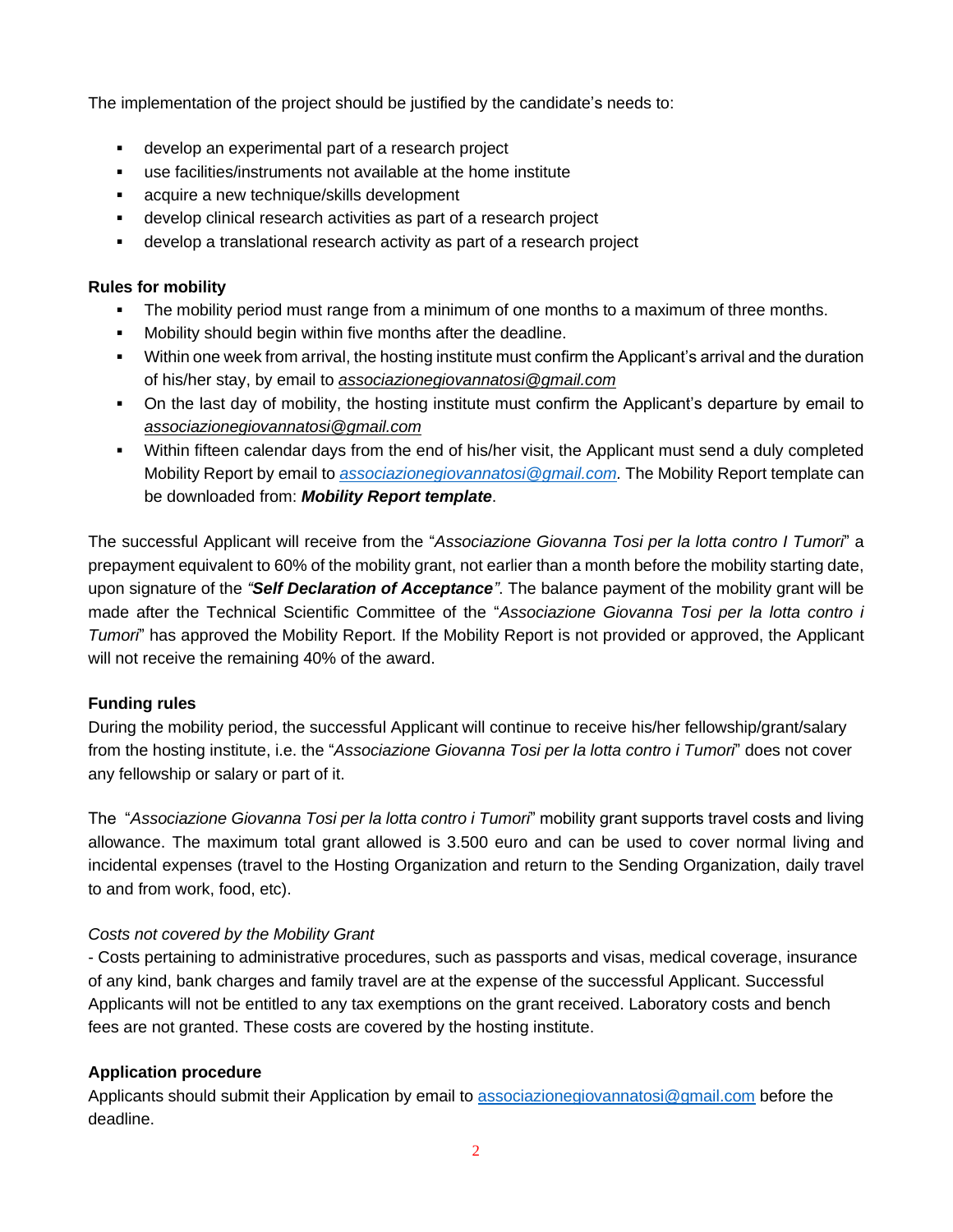The implementation of the project should be justified by the candidate's needs to:

- develop an experimental part of a research project
- use facilities/instruments not available at the home institute
- acquire a new technique/skills development
- develop clinical research activities as part of a research project
- develop a translational research activity as part of a research project

**Rules for mobility**

- The mobility period must range from a minimum of one months to a maximum of three months.
- Mobility should begin within five months after the deadline.
- Within one week from arrival, the hosting institute must confirm the Applicant's arrival and the duration of his/her stay, by email to *associazionegiovannatosi@gmail.com*
- On the last day of mobility, the hosting institute must confirm the Applicant's departure by email to *associazionegiovannatosi@gmail.com*
- Within fifteen calendar days from the end of his/her visit, the Applicant must send a duly completed Mobility Report by email to *associazionegiovannatosi@gmail.com*. The Mobility Report template can be downloaded from: ***Mobility Report template***.

The successful Applicant will receive from the "*Associazione Giovanna Tosi per la lotta contro I Tumori*" a prepayment equivalent to 60% of the mobility grant, not earlier than a month before the mobility starting date, upon signature of the *"**Self Declaration of Acceptance**"*. The balance payment of the mobility grant will be made after the Technical Scientific Committee of the "*Associazione Giovanna Tosi per la lotta contro i Tumori*" has approved the Mobility Report. If the Mobility Report is not provided or approved, the Applicant will not receive the remaining 40% of the award.

**Funding rules**

During the mobility period, the successful Applicant will continue to receive his/her fellowship/grant/salary from the hosting institute, i.e. the "*Associazione Giovanna Tosi per la lotta contro i Tumori*" does not cover any fellowship or salary or part of it.

The "*Associazione Giovanna Tosi per la lotta contro i Tumori*" mobility grant supports travel costs and living allowance. The maximum total grant allowed is 3.500 euro and can be used to cover normal living and incidental expenses (travel to the Hosting Organization and return to the Sending Organization, daily travel to and from work, food, etc).

*Costs not covered by the Mobility Grant*

- Costs pertaining to administrative procedures, such as passports and visas, medical coverage, insurance of any kind, bank charges and family travel are at the expense of the successful Applicant. Successful Applicants will not be entitled to any tax exemptions on the grant received. Laboratory costs and bench fees are not granted. These costs are covered by the hosting institute.

**Application procedure**

Applicants should submit their Application by email to associazionegiovannatosi@gmail.com before the deadline.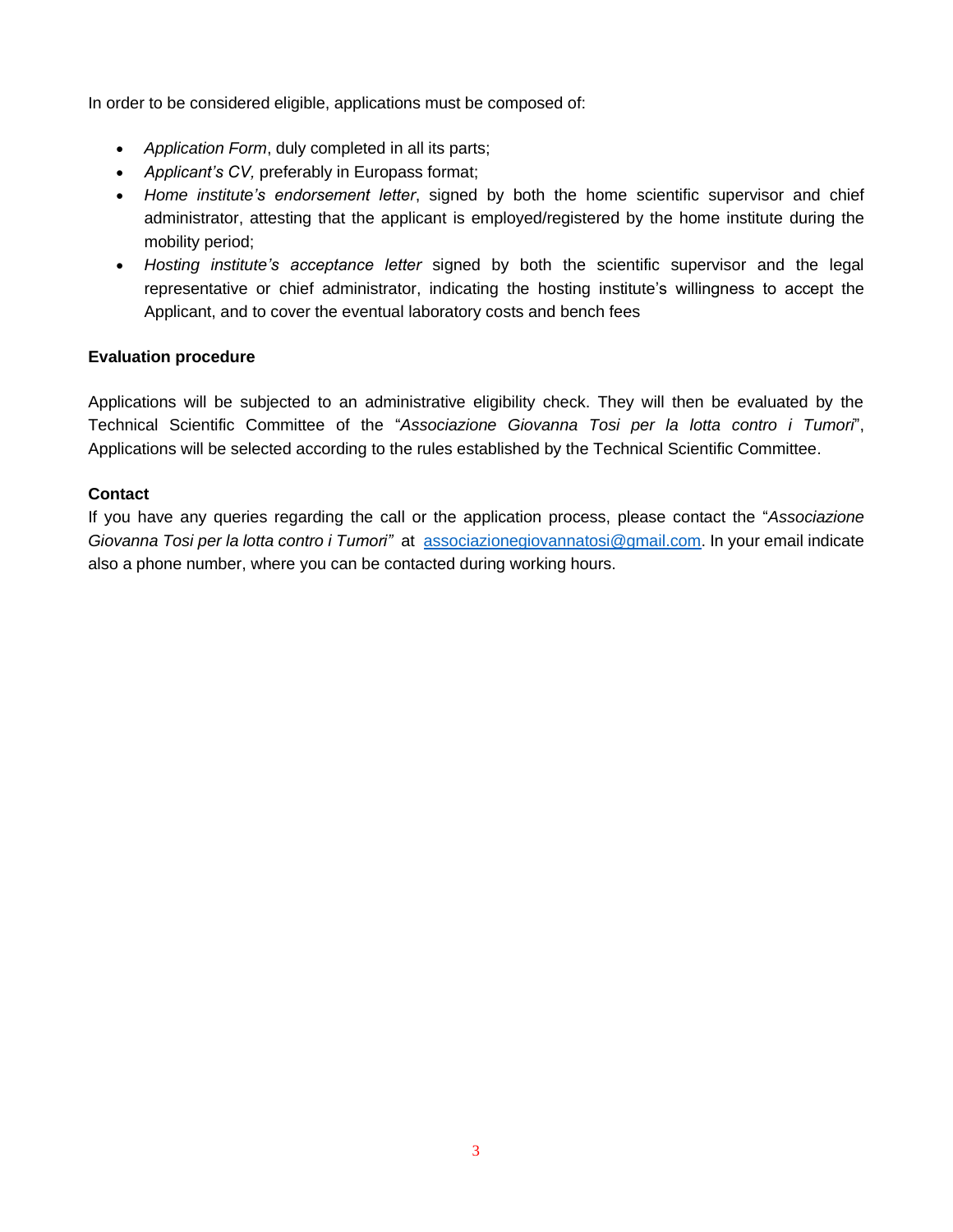In order to be considered eligible, applications must be composed of:

- *Application Form*, duly completed in all its parts;
- *Applicant's CV,* preferably in Europass format;
- *Home institute's endorsement letter*, signed by both the home scientific supervisor and chief administrator, attesting that the applicant is employed/registered by the home institute during the mobility period;
- *Hosting institute's acceptance letter* signed by both the scientific supervisor and the legal representative or chief administrator, indicating the hosting institute's willingness to accept the Applicant, and to cover the eventual laboratory costs and bench fees

**Evaluation procedure**

Applications will be subjected to an administrative eligibility check. They will then be evaluated by the Technical Scientific Committee of the "*Associazione Giovanna Tosi per la lotta contro i Tumori*", Applications will be selected according to the rules established by the Technical Scientific Committee.

**Contact**

If you have any queries regarding the call or the application process, please contact the "*Associazione Giovanna Tosi per la lotta contro i Tumori"* at associazionegiovannatosi@gmail.com. In your email indicate also a phone number, where you can be contacted during working hours.